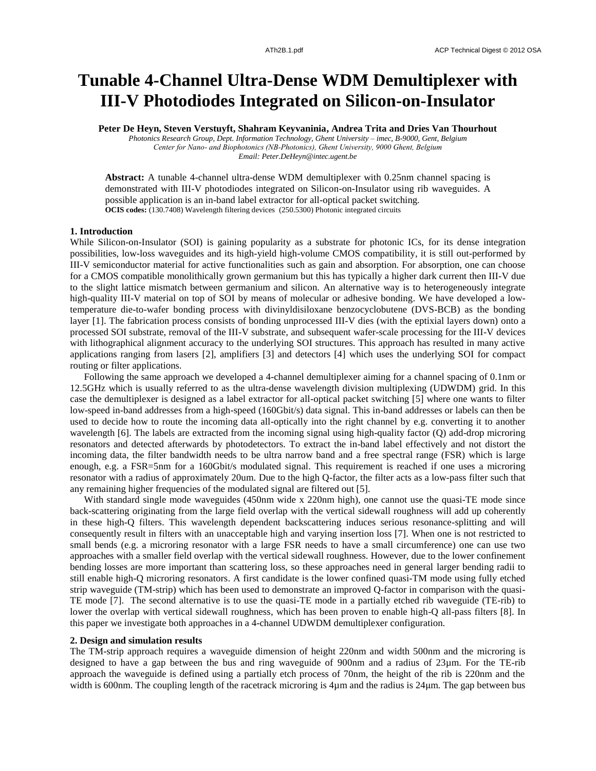# Tunable 4-Channel Ultra-Dense WDM Demultiplexer with III-V Photodiodes Integrated on Silicon-on-Insulator

**Peter De Heyn, Steven Verstuyft, Shahram Keyvaninia, Andrea Trita and Dries Van Thourhout**

*Photonics Research Group, Dept. Information Technology, Ghent University – imec, B-9000, Gent, Belgium*
*Center for Nano- and Biophotonics (NB-Photonics), Ghent University, 9000 Ghent, Belgium*
*Email: Peter.DeHeyn@intec.ugent.be*

**Abstract:** A tunable 4-channel ultra-dense WDM demultiplexer with 0.25nm channel spacing is demonstrated with III-V photodiodes integrated on Silicon-on-Insulator using rib waveguides. A possible application is an in-band label extractor for all-optical packet switching.
**OCIS codes:** (130.7408) Wavelength filtering devices (250.5300) Photonic integrated circuits

## 1. Introduction

While Silicon-on-Insulator (SOI) is gaining popularity as a substrate for photonic ICs, for its dense integration possibilities, low-loss waveguides and its high-yield high-volume CMOS compatibility, it is still out-performed by III-V semiconductor material for active functionalities such as gain and absorption. For absorption, one can choose for a CMOS compatible monolithically grown germanium but this has typically a higher dark current then III-V due to the slight lattice mismatch between germanium and silicon. An alternative way is to heterogeneously integrate high-quality III-V material on top of SOI by means of molecular or adhesive bonding. We have developed a low-temperature die-to-wafer bonding process with divinyldisiloxane benzocyclobutene (DVS-BCB) as the bonding layer [1]. The fabrication process consists of bonding unprocessed III-V dies (with the eptixial layers down) onto a processed SOI substrate, removal of the III-V substrate, and subsequent wafer-scale processing for the III-V devices with lithographical alignment accuracy to the underlying SOI structures. This approach has resulted in many active applications ranging from lasers [2], amplifiers [3] and detectors [4] which uses the underlying SOI for compact routing or filter applications.

Following the same approach we developed a 4-channel demultiplexer aiming for a channel spacing of 0.1nm or 12.5GHz which is usually referred to as the ultra-dense wavelength division multiplexing (UDWDM) grid. In this case the demultiplexer is designed as a label extractor for all-optical packet switching [5] where one wants to filter low-speed in-band addresses from a high-speed (160Gbit/s) data signal. This in-band addresses or labels can then be used to decide how to route the incoming data all-optically into the right channel by e.g. converting it to another wavelength [6]. The labels are extracted from the incoming signal using high-quality factor (Q) add-drop microring resonators and detected afterwards by photodetectors. To extract the in-band label effectively and not distort the incoming data, the filter bandwidth needs to be ultra narrow band and a free spectral range (FSR) which is large enough, e.g. a FSR=5nm for a 160Gbit/s modulated signal. This requirement is reached if one uses a microring resonator with a radius of approximately 20um. Due to the high Q-factor, the filter acts as a low-pass filter such that any remaining higher frequencies of the modulated signal are filtered out [5].

With standard single mode waveguides (450nm wide x 220nm high), one cannot use the quasi-TE mode since back-scattering originating from the large field overlap with the vertical sidewall roughness will add up coherently in these high-Q filters. This wavelength dependent backscattering induces serious resonance-splitting and will consequently result in filters with an unacceptable high and varying insertion loss [7]. When one is not restricted to small bends (e.g. a microring resonator with a large FSR needs to have a small circumference) one can use two approaches with a smaller field overlap with the vertical sidewall roughness. However, due to the lower confinement bending losses are more important than scattering loss, so these approaches need in general larger bending radii to still enable high-Q microring resonators. A first candidate is the lower confined quasi-TM mode using fully etched strip waveguide (TM-strip) which has been used to demonstrate an improved Q-factor in comparison with the quasi-TE mode [7]. The second alternative is to use the quasi-TE mode in a partially etched rib waveguide (TE-rib) to lower the overlap with vertical sidewall roughness, which has been proven to enable high-Q all-pass filters [8]. In this paper we investigate both approaches in a 4-channel UDWDM demultiplexer configuration.

## 2. Design and simulation results

The TM-strip approach requires a waveguide dimension of height 220nm and width 500nm and the microring is designed to have a gap between the bus and ring waveguide of 900nm and a radius of 23µm. For the TE-rib approach the waveguide is defined using a partially etch process of 70nm, the height of the rib is 220nm and the width is 600nm. The coupling length of the racetrack microring is 4µm and the radius is 24µm. The gap between bus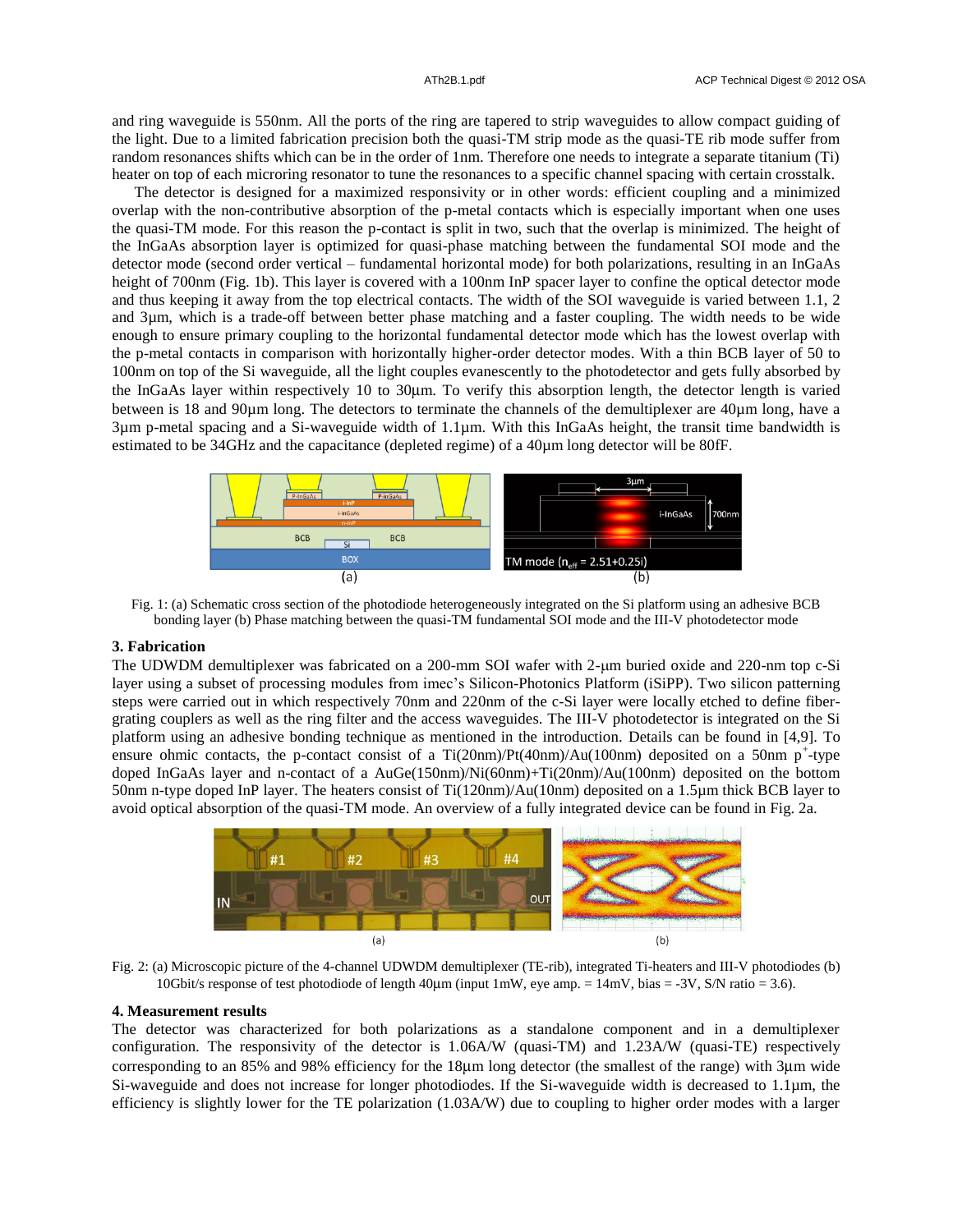and ring waveguide is 550nm. All the ports of the ring are tapered to strip waveguides to allow compact guiding of the light. Due to a limited fabrication precision both the quasi-TM strip mode as the quasi-TE rib mode suffer from random resonances shifts which can be in the order of 1nm. Therefore one needs to integrate a separate titanium (Ti) heater on top of each microring resonator to tune the resonances to a specific channel spacing with certain crosstalk.

The detector is designed for a maximized responsivity or in other words: efficient coupling and a minimized overlap with the non-contributive absorption of the p-metal contacts which is especially important when one uses the quasi-TM mode. For this reason the p-contact is split in two, such that the overlap is minimized. The height of the InGaAs absorption layer is optimized for quasi-phase matching between the fundamental SOI mode and the detector mode (second order vertical – fundamental horizontal mode) for both polarizations, resulting in an InGaAs height of 700nm (Fig. 1b). This layer is covered with a 100nm InP spacer layer to confine the optical detector mode and thus keeping it away from the top electrical contacts. The width of the SOI waveguide is varied between 1.1, 2 and 3µm, which is a trade-off between better phase matching and a faster coupling. The width needs to be wide enough to ensure primary coupling to the horizontal fundamental detector mode which has the lowest overlap with the p-metal contacts in comparison with horizontally higher-order detector modes. With a thin BCB layer of 50 to 100nm on top of the Si waveguide, all the light couples evanescently to the photodetector and gets fully absorbed by the InGaAs layer within respectively 10 to 30µm. To verify this absorption length, the detector length is varied between is 18 and 90µm long. The detectors to terminate the channels of the demultiplexer are 40µm long, have a 3µm p-metal spacing and a Si-waveguide width of 1.1µm. With this InGaAs height, the transit time bandwidth is estimated to be 34GHz and the capacitance (depleted regime) of a 40µm long detector will be 80fF.

Fig. 1: (a) Schematic cross section of the photodiode heterogeneously integrated on the Si platform using an adhesive BCB bonding layer (b) Phase matching between the quasi-TM fundamental SOI mode and the III-V photodetector mode

### 3. Fabrication

The UDWDM demultiplexer was fabricated on a 200-mm SOI wafer with 2-µm buried oxide and 220-nm top c-Si layer using a subset of processing modules from imec's Silicon-Photonics Platform (iSiPP). Two silicon patterning steps were carried out in which respectively 70nm and 220nm of the c-Si layer were locally etched to define fiber-grating couplers as well as the ring filter and the access waveguides. The III-V photodetector is integrated on the Si platform using an adhesive bonding technique as mentioned in the introduction. Details can be found in [4,9]. To ensure ohmic contacts, the p-contact consist of a Ti(20nm)/Pt(40nm)/Au(100nm) deposited on a 50nm $p^+$-type doped InGaAs layer and n-contact of a AuGe(150nm)/Ni(60nm)+Ti(20nm)/Au(100nm) deposited on the bottom 50nm n-type doped InP layer. The heaters consist of Ti(120nm)/Au(10nm) deposited on a 1.5µm thick BCB layer to avoid optical absorption of the quasi-TM mode. An overview of a fully integrated device can be found in Fig. 2a.

Fig. 2: (a) Microscopic picture of the 4-channel UDWDM demultiplexer (TE-rib), integrated Ti-heaters and III-V photodiodes (b) 10Gbit/s response of test photodiode of length 40µm (input 1mW, eye amp. = 14mV, bias = -3V, S/N ratio = 3.6).

### 4. Measurement results

The detector was characterized for both polarizations as a standalone component and in a demultiplexer configuration. The responsivity of the detector is 1.06A/W (quasi-TM) and 1.23A/W (quasi-TE) respectively corresponding to an 85% and 98% efficiency for the 18µm long detector (the smallest of the range) with 3µm wide Si-waveguide and does not increase for longer photodiodes. If the Si-waveguide width is decreased to 1.1µm, the efficiency is slightly lower for the TE polarization (1.03A/W) due to coupling to higher order modes with a larger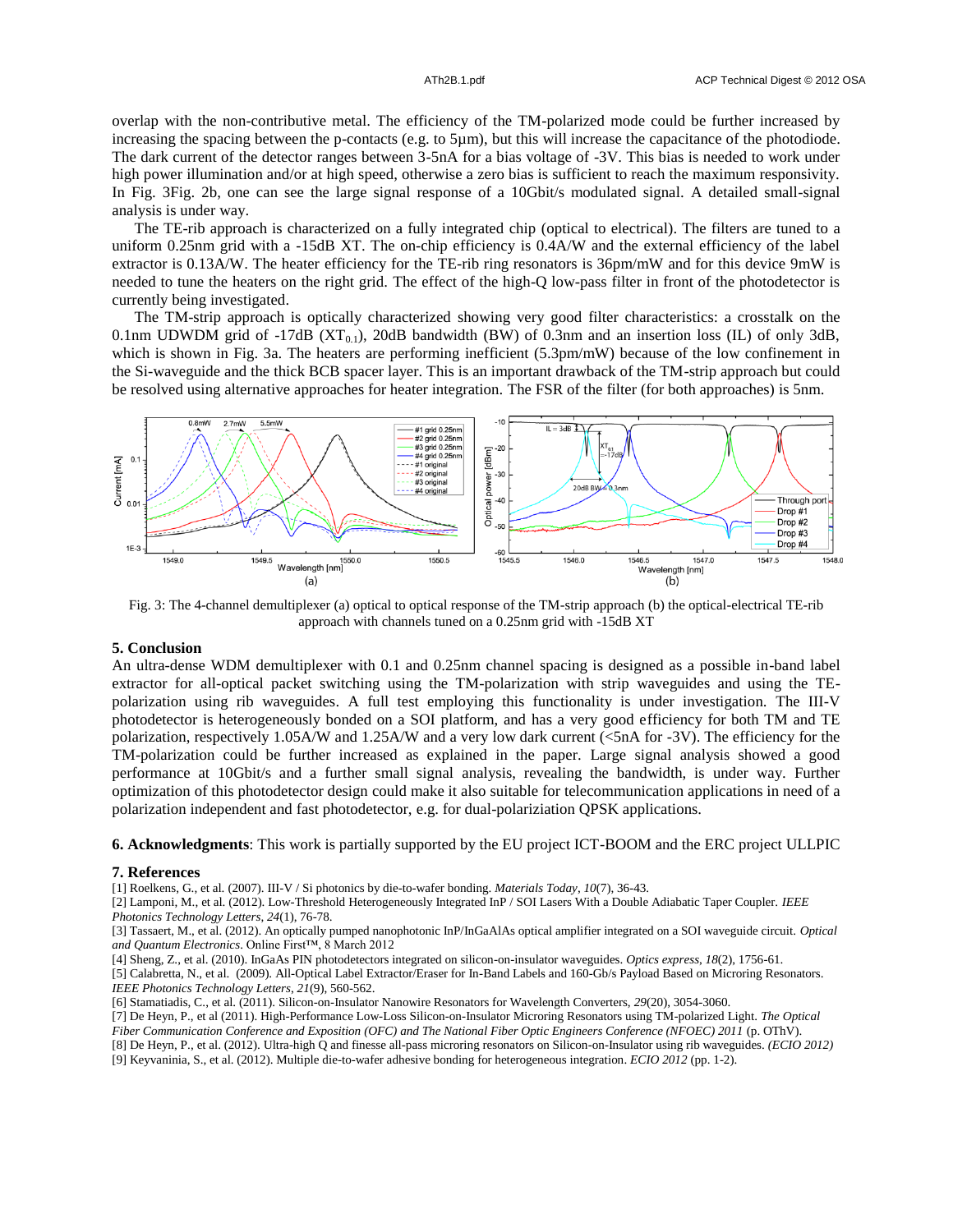overlap with the non-contributive metal. The efficiency of the TM-polarized mode could be further increased by increasing the spacing between the p-contacts (e.g. to 5µm), but this will increase the capacitance of the photodiode. The dark current of the detector ranges between 3-5nA for a bias voltage of -3V. This bias is needed to work under high power illumination and/or at high speed, otherwise a zero bias is sufficient to reach the maximum responsivity. In Fig. 3Fig. 2b, one can see the large signal response of a 10Gbit/s modulated signal. A detailed small-signal analysis is under way.

The TE-rib approach is characterized on a fully integrated chip (optical to electrical). The filters are tuned to a uniform 0.25nm grid with a -15dB XT. The on-chip efficiency is 0.4A/W and the external efficiency of the label extractor is 0.13A/W. The heater efficiency for the TE-rib ring resonators is 36pm/mW and for this device 9mW is needed to tune the heaters on the right grid. The effect of the high-Q low-pass filter in front of the photodetector is currently being investigated.

The TM-strip approach is optically characterized showing very good filter characteristics: a crosstalk on the 0.1nm UDWDM grid of -17dB ($XT_{0.1}$), 20dB bandwidth (BW) of 0.3nm and an insertion loss (IL) of only 3dB, which is shown in Fig. 3a. The heaters are performing inefficient (5.3pm/mW) because of the low confinement in the Si-waveguide and the thick BCB spacer layer. This is an important drawback of the TM-strip approach but could be resolved using alternative approaches for heater integration. The FSR of the filter (for both approaches) is 5nm.

0.8mW 2.7mW 5.5mW

#1 grid 0.25nm
#2 grid 0.25nm
#3 grid 0.25nm
#4 grid 0.25nm
#1 original
#2 original
#3 original
#4 original

Current [mA]

0.1
0.01
1E-3

1549.0 1549.5 1550.0 1550.5

Wavelength [nm]

(a)

IL = 3dB

$XT_{0.1}$ =-17dB

20dB BW = 0.3nm

Optical power [dBm]

-10 -20 -30 -40 -50 -60

1545.5 1546.0 1546.5 1547.0 1547.5 1548.0

Wavelength [nm]

Through port
Drop #1
Drop #2
Drop #3
Drop #4

(b)

Fig. 3: The 4-channel demultiplexer (a) optical to optical response of the TM-strip approach (b) the optical-electrical TE-rib approach with channels tuned on a 0.25nm grid with -15dB XT

## 5. Conclusion

An ultra-dense WDM demultiplexer with 0.1 and 0.25nm channel spacing is designed as a possible in-band label extractor for all-optical packet switching using the TM-polarization with strip waveguides and using the TE-polarization using rib waveguides. A full test employing this functionality is under investigation. The III-V photodetector is heterogeneously bonded on a SOI platform, and has a very good efficiency for both TM and TE polarization, respectively 1.05A/W and 1.25A/W and a very low dark current (<5nA for -3V). The efficiency for the TM-polarization could be further increased as explained in the paper. Large signal analysis showed a good performance at 10Gbit/s and a further small signal analysis, revealing the bandwidth, is under way. Further optimization of this photodetector design could make it also suitable for telecommunication applications in need of a polarization independent and fast photodetector, e.g. for dual-polariziation QPSK applications.

**6. Acknowledgments**: This work is partially supported by the EU project ICT-BOOM and the ERC project ULLPIC

## 7. References

[1] Roelkens, G., et al. (2007). III-V / Si photonics by die-to-wafer bonding. *Materials Today*, *10*(7), 36-43.

[2] Lamponi, M., et al. (2012). Low-Threshold Heterogeneously Integrated InP / SOI Lasers With a Double Adiabatic Taper Coupler. *IEEE Photonics Technology Letters*, *24*(1), 76-78.

[3] Tassaert, M., et al. (2012). An optically pumped nanophotonic InP/InGaAlAs optical amplifier integrated on a SOI waveguide circuit. *Optical and Quantum Electronics*. Online First™, 8 March 2012

[4] Sheng, Z., et al. (2010). InGaAs PIN photodetectors integrated on silicon-on-insulator waveguides. *Optics express*, *18*(2), 1756-61.

[5] Calabretta, N., et al. (2009). All-Optical Label Extractor/Eraser for In-Band Labels and 160-Gb/s Payload Based on Microring Resonators. *IEEE Photonics Technology Letters*, *21*(9), 560-562.

[6] Stamatiadis, C., et al. (2011). Silicon-on-Insulator Nanowire Resonators for Wavelength Converters, *29*(20), 3054-3060.

[7] De Heyn, P., et al (2011). High-Performance Low-Loss Silicon-on-Insulator Microring Resonators using TM-polarized Light. *The Optical Fiber Communication Conference and Exposition (OFC) and The National Fiber Optic Engineers Conference (NFOEC) 2011* (p. OThV).

[8] De Heyn, P., et al. (2012). Ultra-high Q and finesse all-pass microring resonators on Silicon-on-Insulator using rib waveguides. *(ECIO 2012)*

[9] Keyvaninia, S., et al. (2012). Multiple die-to-wafer adhesive bonding for heterogeneous integration. *ECIO 2012* (pp. 1-2).